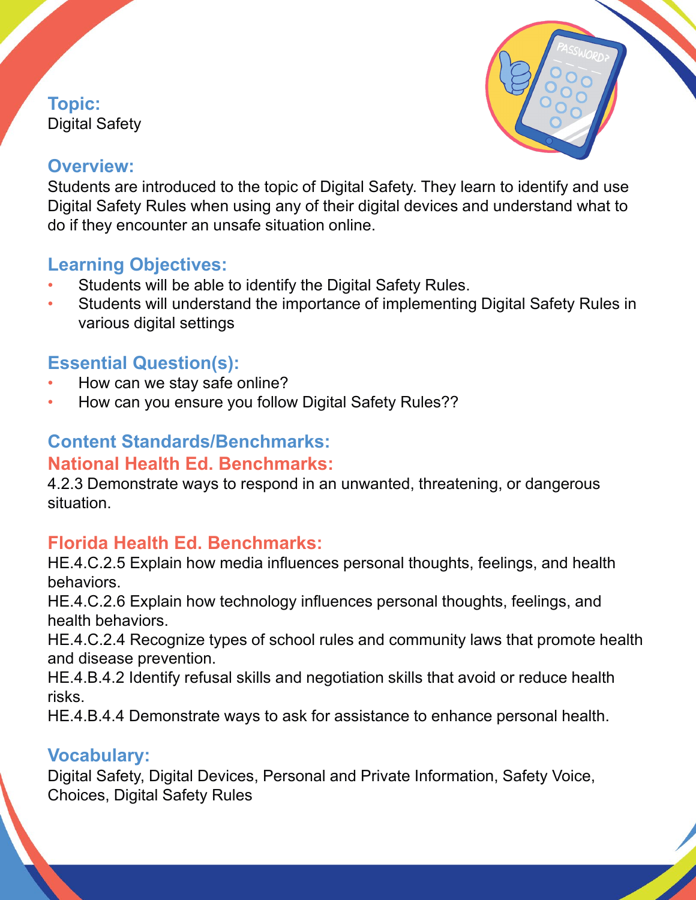## Topic:

Digital Safety

## Overview:

Students are introduced to the topic of Digital Safety. They learn to identify and use Digital Safety Rules when using any of their digital devices and understand what to do if they encounter an unsafe situation online.

## Learning Objectives:

- Students will be able to identify the Digital Safety Rules.
- Students will understand the importance of implementing Digital Safety Rules in various digital settings

## Essential Question(s):

- How can we stay safe online?
- How can you ensure you follow Digital Safety Rules??

## Content Standards/Benchmarks:

### National Health Ed. Benchmarks:

4.2.3 Demonstrate ways to respond in an unwanted, threatening, or dangerous situation.

### Florida Health Ed. Benchmarks:

HE.4.C.2.5 Explain how media influences personal thoughts, feelings, and health behaviors.

HE.4.C.2.6 Explain how technology influences personal thoughts, feelings, and health behaviors.

HE.4.C.2.4 Recognize types of school rules and community laws that promote health and disease prevention.

HE.4.B.4.2 Identify refusal skills and negotiation skills that avoid or reduce health risks.

HE.4.B.4.4 Demonstrate ways to ask for assistance to enhance personal health.

## Vocabulary:

Digital Safety, Digital Devices, Personal and Private Information, Safety Voice, Choices, Digital Safety Rules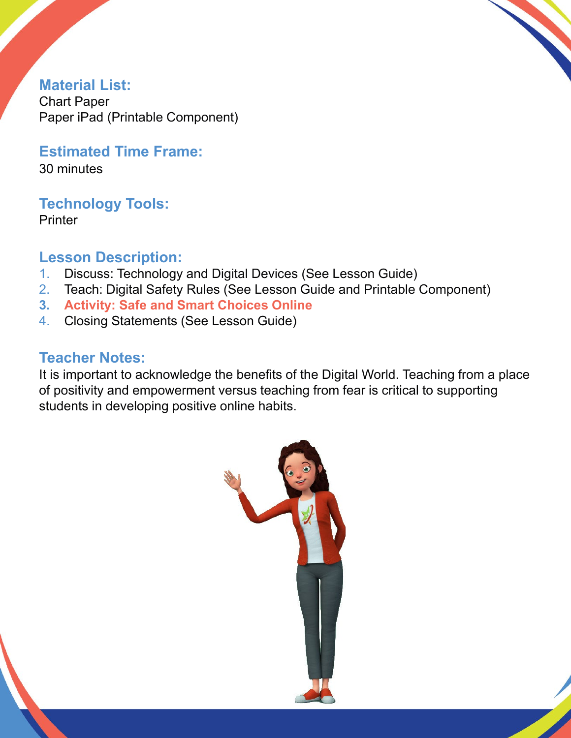## Material List:

Chart Paper
Paper iPad (Printable Component)

## Estimated Time Frame:

30 minutes

## Technology Tools:

Printer

## Lesson Description:

1. Discuss: Technology and Digital Devices (See Lesson Guide)
2. Teach: Digital Safety Rules (See Lesson Guide and Printable Component)
3. **Activity: Safe and Smart Choices Online**
4. Closing Statements (See Lesson Guide)

## Teacher Notes:

It is important to acknowledge the benefits of the Digital World. Teaching from a place of positivity and empowerment versus teaching from fear is critical to supporting students in developing positive online habits.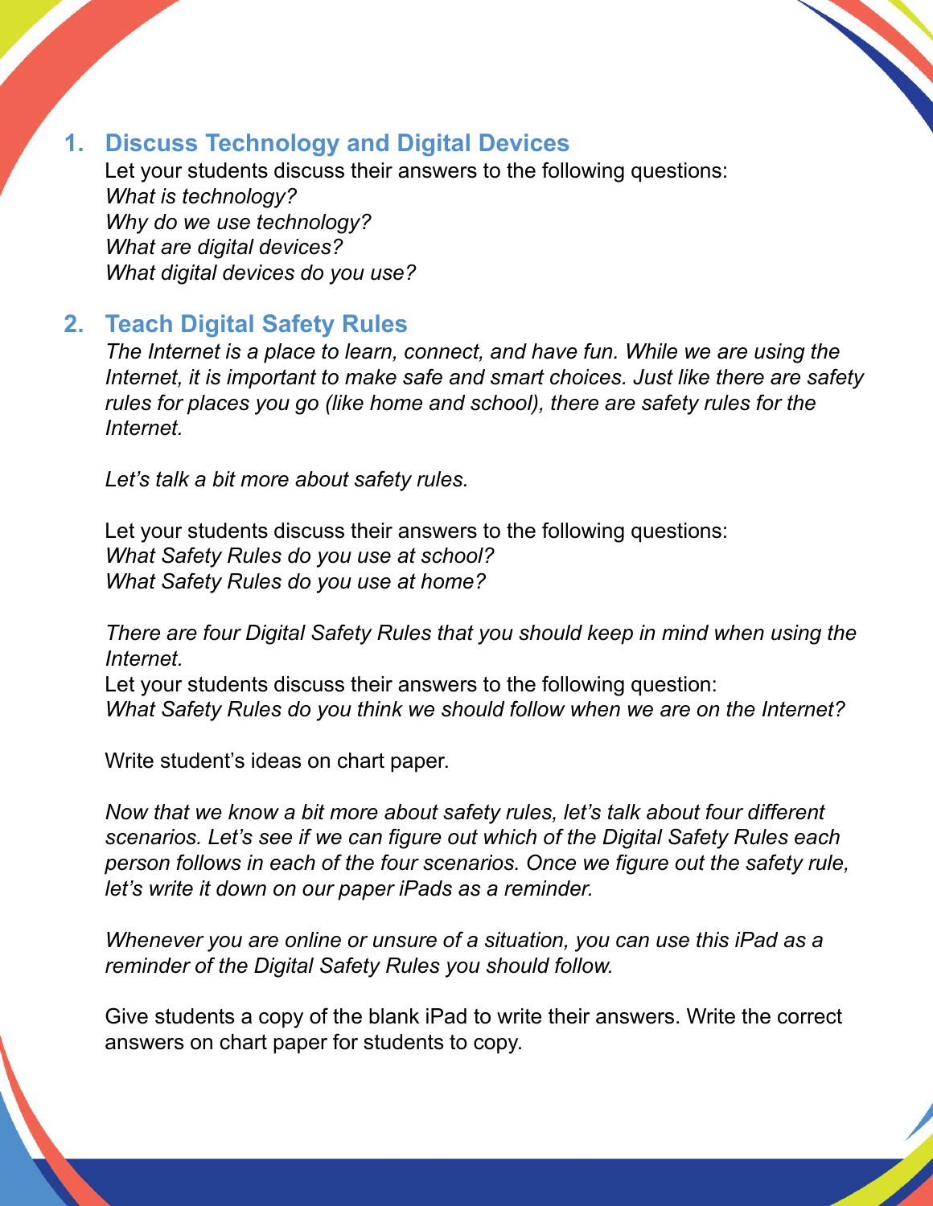## 1. Discuss Technology and Digital Devices

Let your students discuss their answers to the following questions:
*What is technology?*
*Why do we use technology?*
*What are digital devices?*
*What digital devices do you use?*

## 2. Teach Digital Safety Rules

*The Internet is a place to learn, connect, and have fun. While we are using the Internet, it is important to make safe and smart choices. Just like there are safety rules for places you go (like home and school), there are safety rules for the Internet.*

*Let's talk a bit more about safety rules.*

Let your students discuss their answers to the following questions:
*What Safety Rules do you use at school?*
*What Safety Rules do you use at home?*

*There are four Digital Safety Rules that you should keep in mind when using the Internet.*
Let your students discuss their answers to the following question:
*What Safety Rules do you think we should follow when we are on the Internet?*

Write student's ideas on chart paper.

*Now that we know a bit more about safety rules, let's talk about four different scenarios. Let's see if we can figure out which of the Digital Safety Rules each person follows in each of the four scenarios. Once we figure out the safety rule, let's write it down on our paper iPads as a reminder.*

*Whenever you are online or unsure of a situation, you can use this iPad as a reminder of the Digital Safety Rules you should follow.*

Give students a copy of the blank iPad to write their answers. Write the correct answers on chart paper for students to copy.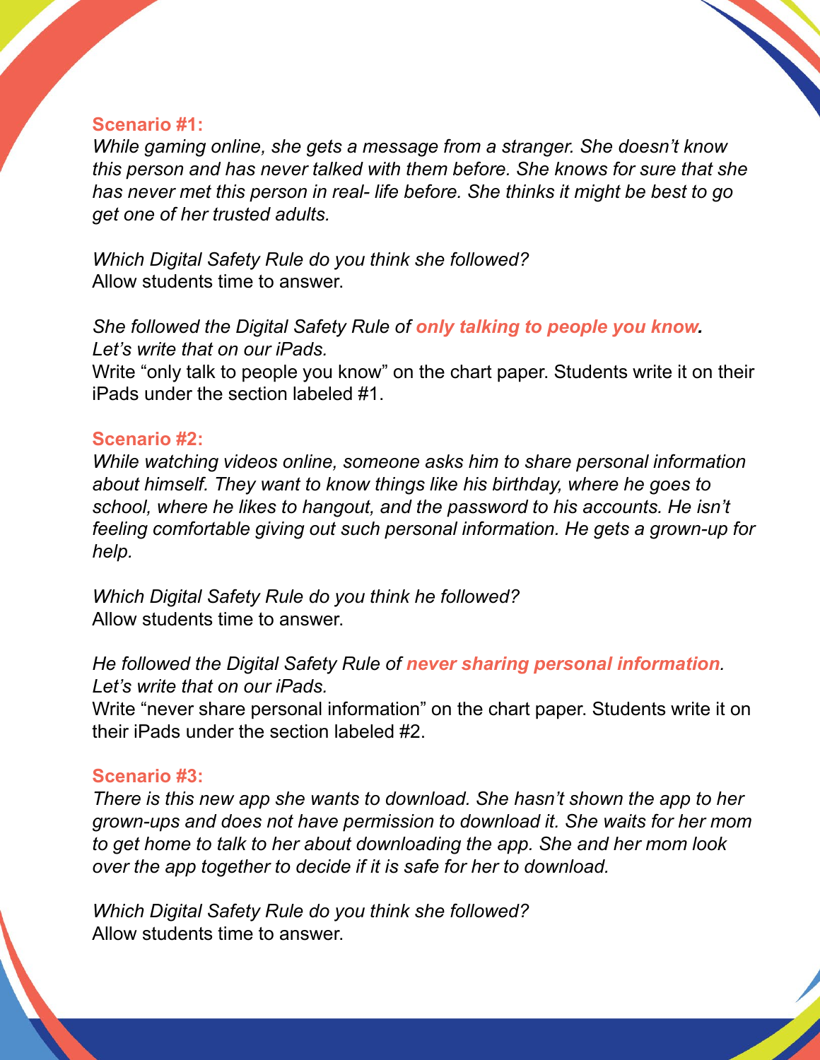**Scenario #1:**

*While gaming online, she gets a message from a stranger. She doesn't know this person and has never talked with them before. She knows for sure that she has never met this person in real- life before. She thinks it might be best to go get one of her trusted adults.*

*Which Digital Safety Rule do you think she followed?*
Allow students time to answer.

*She followed the Digital Safety Rule of* ***only talking to people you know.***
*Let's write that on our iPads.*
Write "only talk to people you know" on the chart paper. Students write it on their iPads under the section labeled #1.

**Scenario #2:**

*While watching videos online, someone asks him to share personal information about himself. They want to know things like his birthday, where he goes to school, where he likes to hangout, and the password to his accounts. He isn't feeling comfortable giving out such personal information. He gets a grown-up for help.*

*Which Digital Safety Rule do you think he followed?*
Allow students time to answer.

*He followed the Digital Safety Rule of* ***never sharing personal information****.*
*Let's write that on our iPads.*
Write "never share personal information" on the chart paper. Students write it on their iPads under the section labeled #2.

**Scenario #3:**

*There is this new app she wants to download. She hasn't shown the app to her grown-ups and does not have permission to download it. She waits for her mom to get home to talk to her about downloading the app. She and her mom look over the app together to decide if it is safe for her to download.*

*Which Digital Safety Rule do you think she followed?*
Allow students time to answer.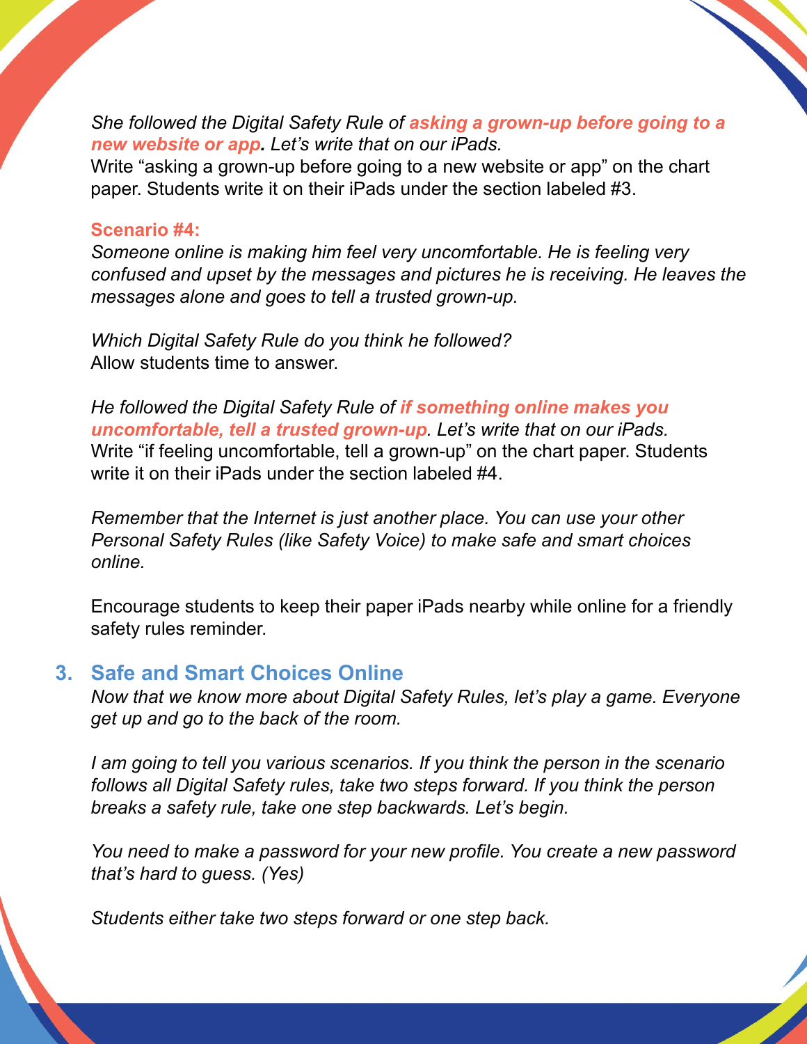*She followed the Digital Safety Rule of* ***asking a grown-up before going to a new website or app****. Let's write that on our iPads.*
Write "asking a grown-up before going to a new website or app" on the chart paper. Students write it on their iPads under the section labeled #3.

**Scenario #4:**
*Someone online is making him feel very uncomfortable. He is feeling very confused and upset by the messages and pictures he is receiving. He leaves the messages alone and goes to tell a trusted grown-up.*

*Which Digital Safety Rule do you think he followed?*
Allow students time to answer.

*He followed the Digital Safety Rule of* ***if something online makes you uncomfortable, tell a trusted grown-up****. Let's write that on our iPads.*
Write "if feeling uncomfortable, tell a grown-up" on the chart paper. Students write it on their iPads under the section labeled #4.

*Remember that the Internet is just another place. You can use your other Personal Safety Rules (like Safety Voice) to make safe and smart choices online.*

Encourage students to keep their paper iPads nearby while online for a friendly safety rules reminder.

## 3. Safe and Smart Choices Online

*Now that we know more about Digital Safety Rules, let's play a game. Everyone get up and go to the back of the room.*

*I am going to tell you various scenarios. If you think the person in the scenario follows all Digital Safety rules, take two steps forward. If you think the person breaks a safety rule, take one step backwards. Let's begin.*

*You need to make a password for your new profile. You create a new password that's hard to guess. (Yes)*

*Students either take two steps forward or one step back.*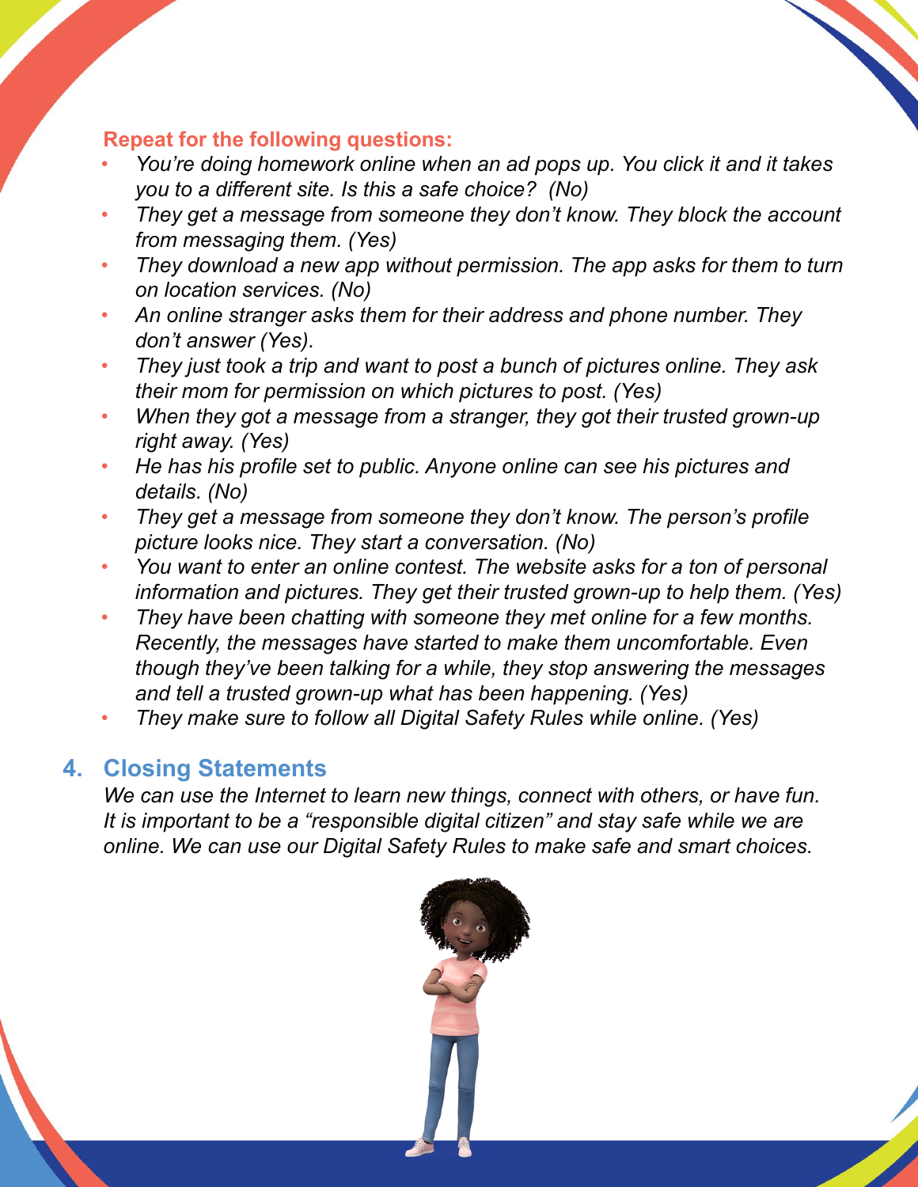**Repeat for the following questions:**

- *You're doing homework online when an ad pops up. You click it and it takes you to a different site. Is this a safe choice? (No)*
- *They get a message from someone they don't know. They block the account from messaging them. (Yes)*
- *They download a new app without permission. The app asks for them to turn on location services. (No)*
- *An online stranger asks them for their address and phone number. They don't answer (Yes).*
- *They just took a trip and want to post a bunch of pictures online. They ask their mom for permission on which pictures to post. (Yes)*
- *When they got a message from a stranger, they got their trusted grown-up right away. (Yes)*
- *He has his profile set to public. Anyone online can see his pictures and details. (No)*
- *They get a message from someone they don't know. The person's profile picture looks nice. They start a conversation. (No)*
- *You want to enter an online contest. The website asks for a ton of personal information and pictures. They get their trusted grown-up to help them. (Yes)*
- *They have been chatting with someone they met online for a few months. Recently, the messages have started to make them uncomfortable. Even though they've been talking for a while, they stop answering the messages and tell a trusted grown-up what has been happening. (Yes)*
- *They make sure to follow all Digital Safety Rules while online. (Yes)*

## 4. Closing Statements

*We can use the Internet to learn new things, connect with others, or have fun. It is important to be a "responsible digital citizen" and stay safe while we are online. We can use our Digital Safety Rules to make safe and smart choices.*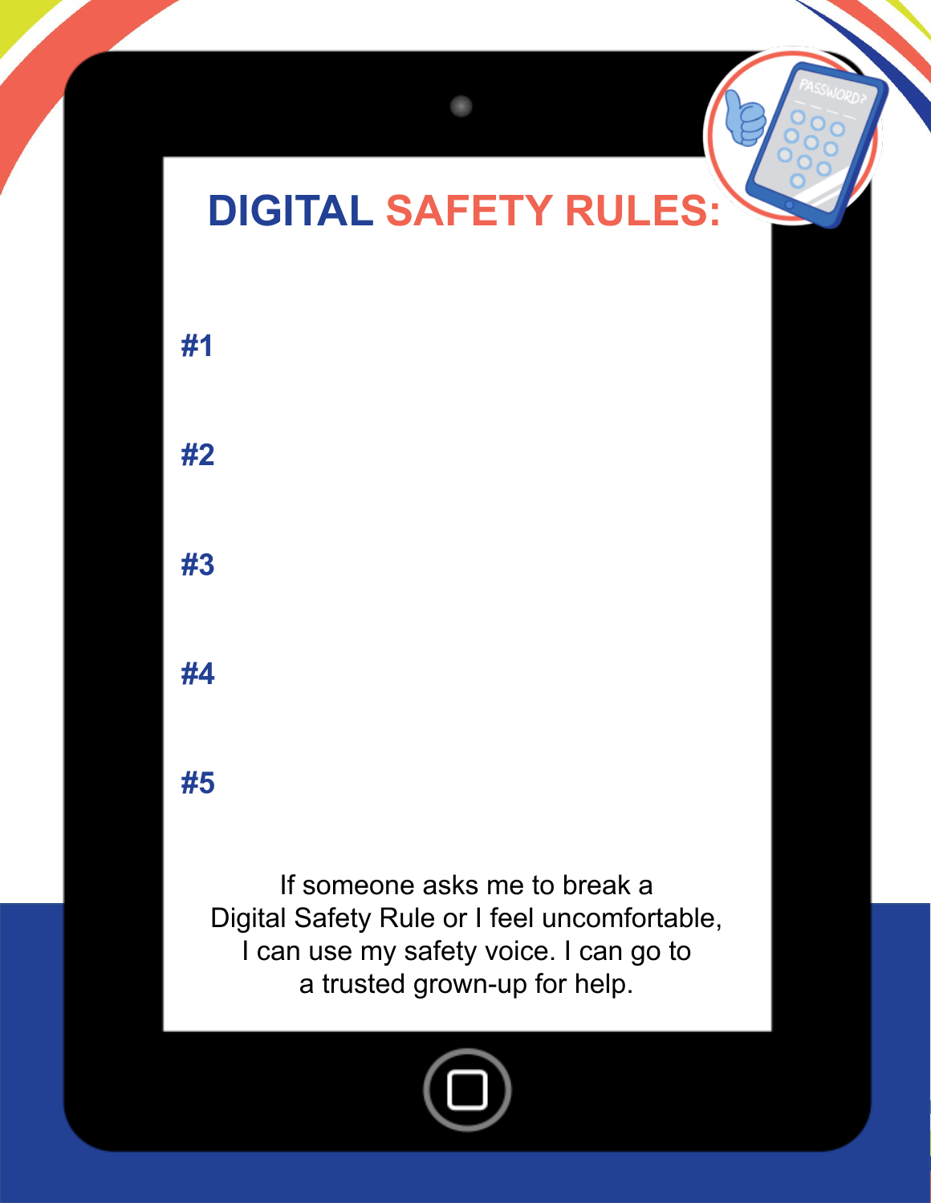# DIGITAL SAFETY RULES:

#1

#2

#3

#4

#5

If someone asks me to break a Digital Safety Rule or I feel uncomfortable, I can use my safety voice. I can go to a trusted grown-up for help.